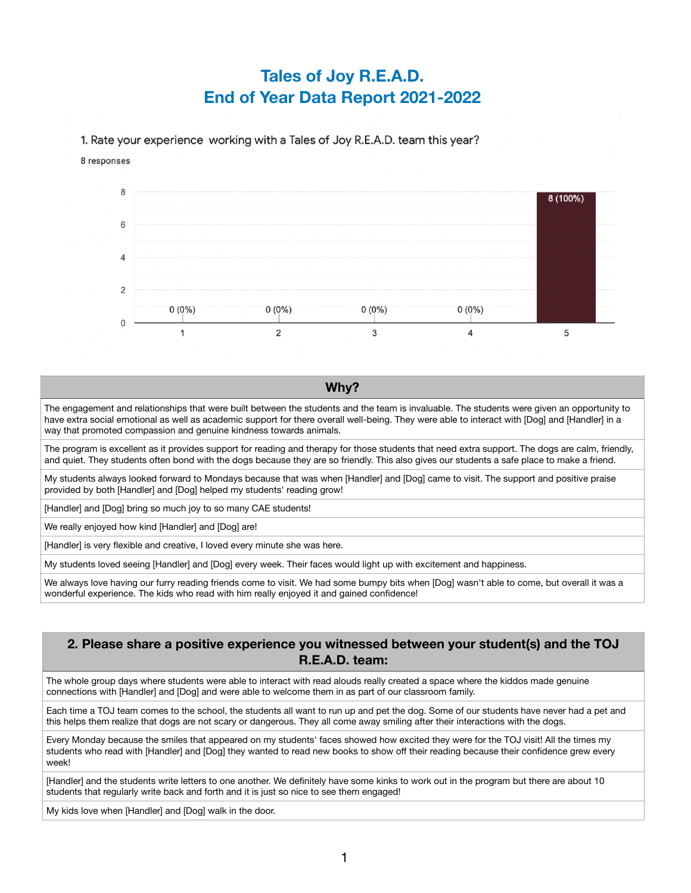# Tales of Joy R.E.A.D.
# End of Year Data Report 2021-2022

1. Rate your experience working with a Tales of Joy R.E.A.D. team this year?

8 responses

8
6
4
2
0

0 (0%)
0 (0%)
0 (0%)
0 (0%)
8 (100%)

1
2
3
4
5

| Why? |
| --- |
| The engagement and relationships that were built between the students and the team is invaluable. The students were given an opportunity to have extra social emotional as well as academic support for there overall well-being. They were able to interact with [Dog] and [Handler] in a way that promoted compassion and genuine kindness towards animals. |
| The program is excellent as it provides support for reading and therapy for those students that need extra support. The dogs are calm, friendly, and quiet. They students often bond with the dogs because they are so friendly. This also gives our students a safe place to make a friend. |
| My students always looked forward to Mondays because that was when [Handler] and [Dog] came to visit. The support and positive praise provided by both [Handler] and [Dog] helped my students' reading grow! |
| [Handler] and [Dog] bring so much joy to so many CAE students! |
| We really enjoyed how kind [Handler] and [Dog] are! |
| [Handler] is very flexible and creative, I loved every minute she was here. |
| My students loved seeing [Handler] and [Dog] every week. Their faces would light up with excitement and happiness. |
| We always love having our furry reading friends come to visit. We had some bumpy bits when [Dog] wasn't able to come, but overall it was a wonderful experience. The kids who read with him really enjoyed it and gained confidence! |

| 2. Please share a positive experience you witnessed between your student(s) and the TOJ R.E.A.D. team: |
| --- |
| The whole group days where students were able to interact with read alouds really created a space where the kiddos made genuine connections with [Handler] and [Dog] and were able to welcome them in as part of our classroom family. |
| Each time a TOJ team comes to the school, the students all want to run up and pet the dog. Some of our students have never had a pet and this helps them realize that dogs are not scary or dangerous. They all come away smiling after their interactions with the dogs. |
| Every Monday because the smiles that appeared on my students' faces showed how excited they were for the TOJ visit! All the times my students who read with [Handler] and [Dog] they wanted to read new books to show off their reading because their confidence grew every week! |
| [Handler] and the students write letters to one another. We definitely have some kinks to work out in the program but there are about 10 students that regularly write back and forth and it is just so nice to see them engaged! |
| My kids love when [Handler] and [Dog] walk in the door. |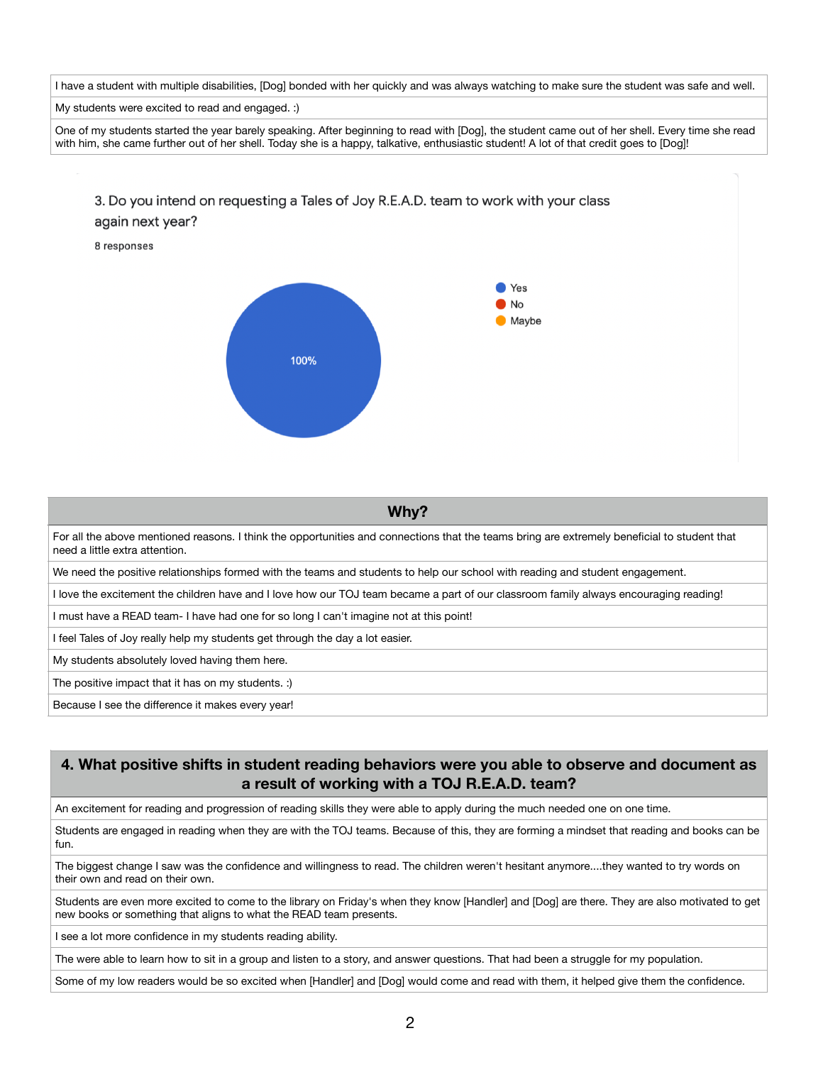| |
|---|
| I have a student with multiple disabilities, [Dog] bonded with her quickly and was always watching to make sure the student was safe and well. |
| My students were excited to read and engaged. :) |
| One of my students started the year barely speaking. After beginning to read with [Dog], the student came out of her shell. Every time she read with him, she came further out of her shell. Today she is a happy, talkative, enthusiastic student! A lot of that credit goes to [Dog]! |

3. Do you intend on requesting a Tales of Joy R.E.A.D. team to work with your class again next year?

8 responses

100%

Yes
No
Maybe

| Why? |
|---|
| For all the above mentioned reasons. I think the opportunities and connections that the teams bring are extremely beneficial to student that need a little extra attention. |
| We need the positive relationships formed with the teams and students to help our school with reading and student engagement. |
| I love the excitement the children have and I love how our TOJ team became a part of our classroom family always encouraging reading! |
| I must have a READ team- I have had one for so long I can't imagine not at this point! |
| I feel Tales of Joy really help my students get through the day a lot easier. |
| My students absolutely loved having them here. |
| The positive impact that it has on my students. :) |
| Because I see the difference it makes every year! |

| 4. What positive shifts in student reading behaviors were you able to observe and document as a result of working with a TOJ R.E.A.D. team? |
|---|
| An excitement for reading and progression of reading skills they were able to apply during the much needed one on one time. |
| Students are engaged in reading when they are with the TOJ teams. Because of this, they are forming a mindset that reading and books can be fun. |
| The biggest change I saw was the confidence and willingness to read. The children weren't hesitant anymore....they wanted to try words on their own and read on their own. |
| Students are even more excited to come to the library on Friday's when they know [Handler] and [Dog] are there. They are also motivated to get new books or something that aligns to what the READ team presents. |
| I see a lot more confidence in my students reading ability. |
| The were able to learn how to sit in a group and listen to a story, and answer questions. That had been a struggle for my population. |
| Some of my low readers would be so excited when [Handler] and [Dog] would come and read with them, it helped give them the confidence. |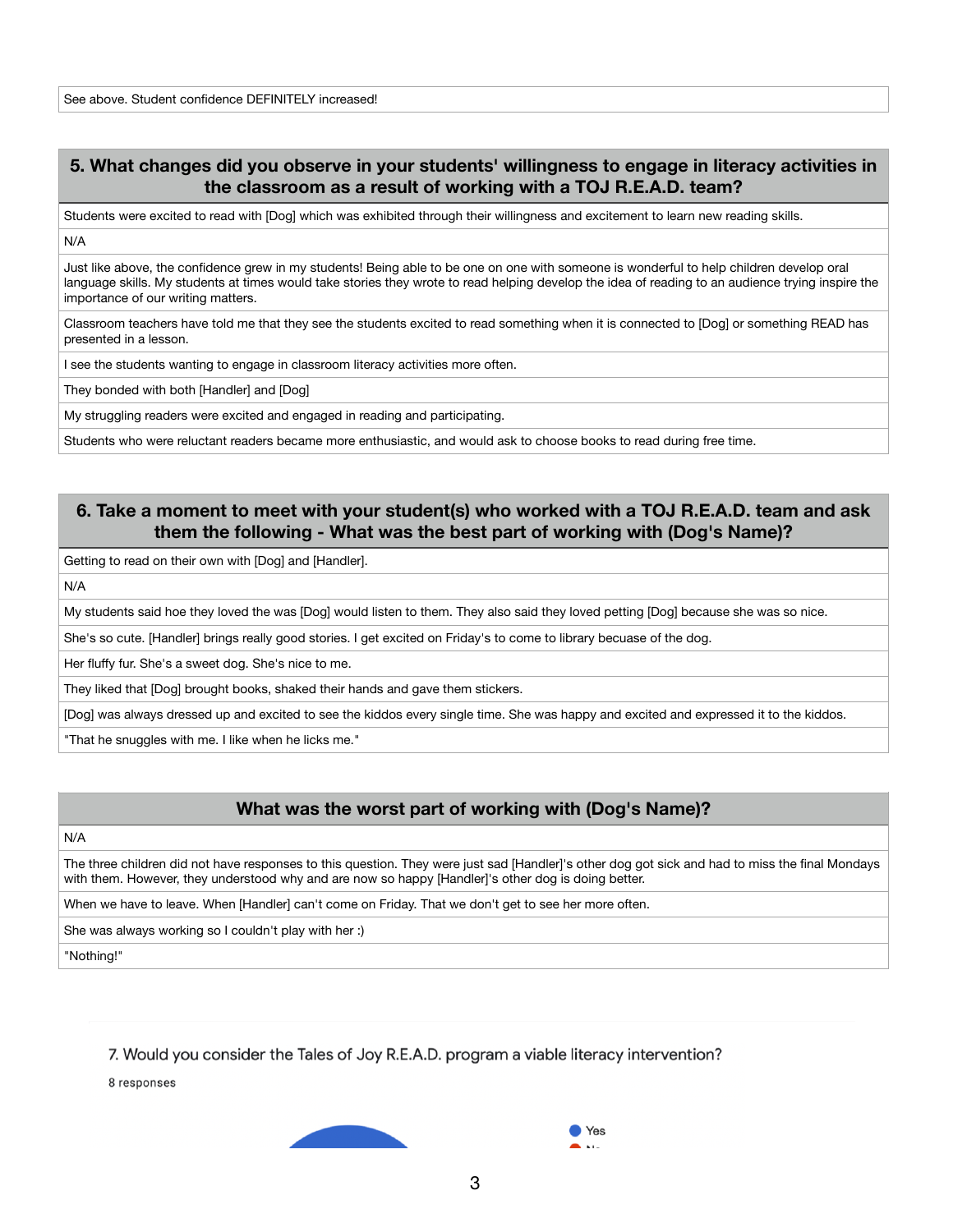| |
|---|
| See above. Student confidence DEFINITELY increased! |

| 5. What changes did you observe in your students' willingness to engage in literacy activities in the classroom as a result of working with a TOJ R.E.A.D. team? |
|---|
| Students were excited to read with [Dog] which was exhibited through their willingness and excitement to learn new reading skills. |
| N/A |
| Just like above, the confidence grew in my students! Being able to be one on one with someone is wonderful to help children develop oral language skills. My students at times would take stories they wrote to read helping develop the idea of reading to an audience trying inspire the importance of our writing matters. |
| Classroom teachers have told me that they see the students excited to read something when it is connected to [Dog] or something READ has presented in a lesson. |
| I see the students wanting to engage in classroom literacy activities more often. |
| They bonded with both [Handler] and [Dog] |
| My struggling readers were excited and engaged in reading and participating. |
| Students who were reluctant readers became more enthusiastic, and would ask to choose books to read during free time. |

| 6. Take a moment to meet with your student(s) who worked with a TOJ R.E.A.D. team and ask them the following - What was the best part of working with (Dog's Name)? |
|---|
| Getting to read on their own with [Dog] and [Handler]. |
| N/A |
| My students said hoe they loved the was [Dog] would listen to them. They also said they loved petting [Dog] because she was so nice. |
| She's so cute. [Handler] brings really good stories. I get excited on Friday's to come to library becuase of the dog. |
| Her fluffy fur. She's a sweet dog. She's nice to me. |
| They liked that [Dog] brought books, shaked their hands and gave them stickers. |
| [Dog] was always dressed up and excited to see the kiddos every single time. She was happy and excited and expressed it to the kiddos. |
| "That he snuggles with me. I like when he licks me." |

| What was the worst part of working with (Dog's Name)? |
|---|
| N/A |
| The three children did not have responses to this question. They were just sad [Handler]'s other dog got sick and had to miss the final Mondays with them. However, they understood why and are now so happy [Handler]'s other dog is doing better. |
| When we have to leave. When [Handler] can't come on Friday. That we don't get to see her more often. |
| She was always working so I couldn't play with her :) |
| "Nothing!" |

7. Would you consider the Tales of Joy R.E.A.D. program a viable literacy intervention?

8 responses

Yes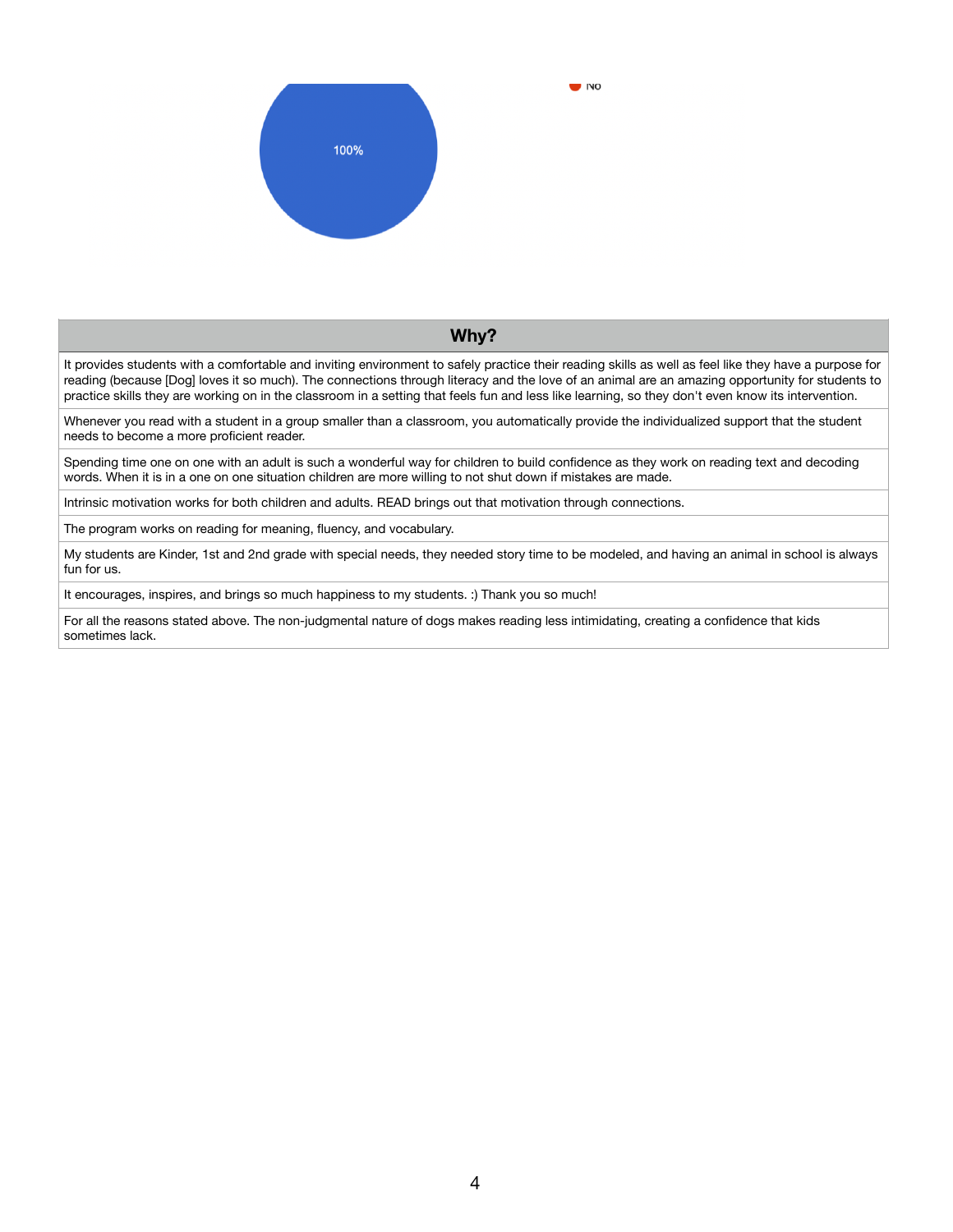100%

No

| Why? |
| --- |
| It provides students with a comfortable and inviting environment to safely practice their reading skills as well as feel like they have a purpose for reading (because [Dog] loves it so much). The connections through literacy and the love of an animal are an amazing opportunity for students to practice skills they are working on in the classroom in a setting that feels fun and less like learning, so they don't even know its intervention. |
| Whenever you read with a student in a group smaller than a classroom, you automatically provide the individualized support that the student needs to become a more proficient reader. |
| Spending time one on one with an adult is such a wonderful way for children to build confidence as they work on reading text and decoding words. When it is in a one on one situation children are more willing to not shut down if mistakes are made. |
| Intrinsic motivation works for both children and adults. READ brings out that motivation through connections. |
| The program works on reading for meaning, fluency, and vocabulary. |
| My students are Kinder, 1st and 2nd grade with special needs, they needed story time to be modeled, and having an animal in school is always fun for us. |
| It encourages, inspires, and brings so much happiness to my students. :) Thank you so much! |
| For all the reasons stated above. The non-judgmental nature of dogs makes reading less intimidating, creating a confidence that kids sometimes lack. |